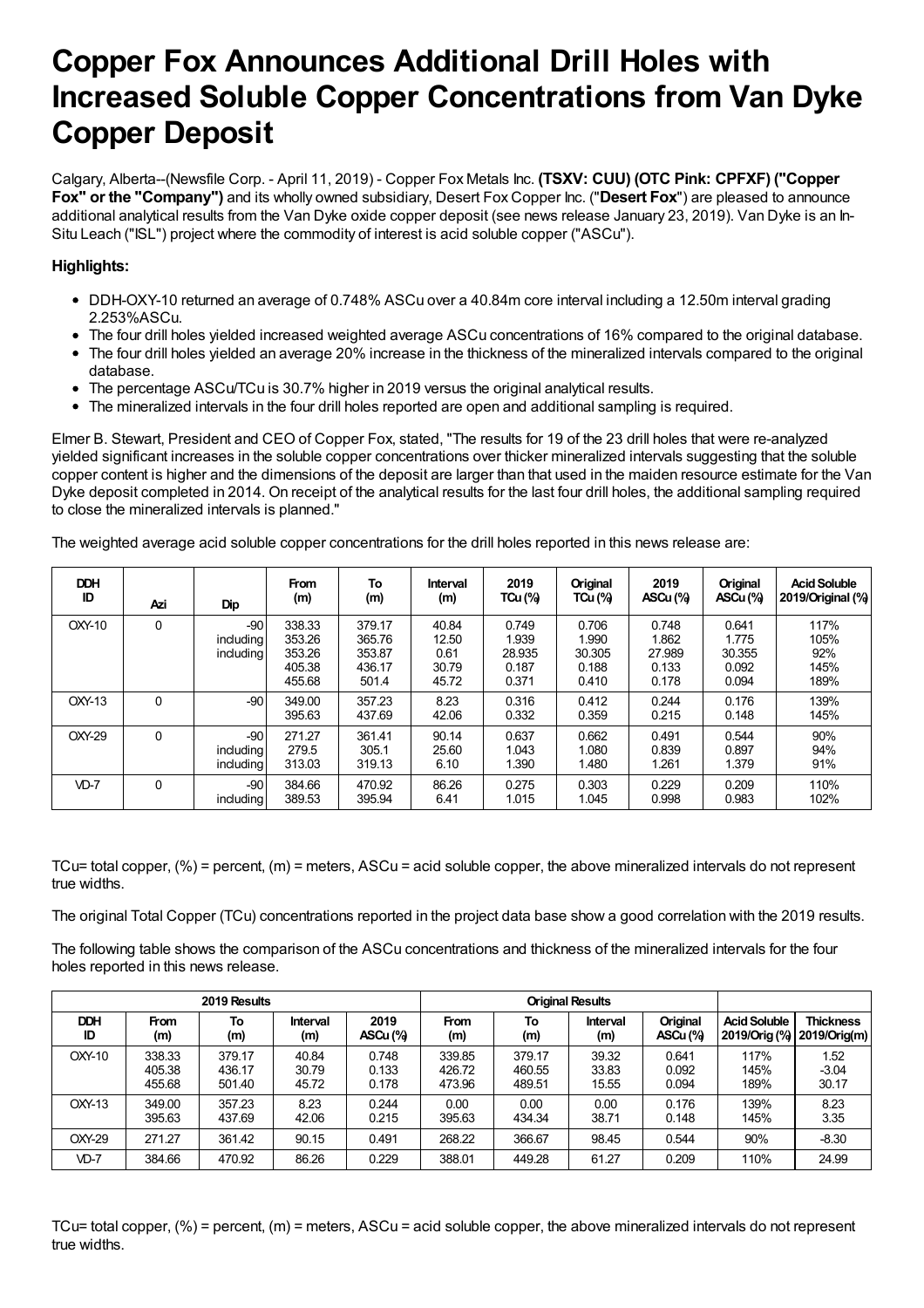# Copper Fox Announces Additional Drill Holes with Increased Soluble Copper Concentrations from Van Dyke Copper Deposit

Calgary, Alberta--(Newsfile Corp. - April 11, 2019) - Copper Fox Metals Inc. **(TSXV: CUU) (OTC Pink: CPFXF) ("Copper Fox" or the "Company")** and its wholly owned subsidiary, Desert Fox Copper Inc. ("**Desert Fox**") are pleased to announce additional analytical results from the Van Dyke oxide copper deposit (see news release January 23, 2019). Van Dyke is an In-Situ Leach ("ISL") project where the commodity of interest is acid soluble copper ("ASCu").

**Highlights:**

- DDH-OXY-10 returned an average of 0.748% ASCu over a 40.84m core interval including a 12.50m interval grading 2.253%ASCu.
- The four drill holes yielded increased weighted average ASCu concentrations of 16% compared to the original database.
- The four drill holes yielded an average 20% increase in the thickness of the mineralized intervals compared to the original database.
- The percentage ASCu/TCu is 30.7% higher in 2019 versus the original analytical results.
- The mineralized intervals in the four drill holes reported are open and additional sampling is required.

Elmer B. Stewart, President and CEO of Copper Fox, stated, "The results for 19 of the 23 drill holes that were re-analyzed yielded significant increases in the soluble copper concentrations over thicker mineralized intervals suggesting that the soluble copper content is higher and the dimensions of the deposit are larger than that used in the maiden resource estimate for the Van Dyke deposit completed in 2014. On receipt of the analytical results for the last four drill holes, the additional sampling required to close the mineralized intervals is planned."

The weighted average acid soluble copper concentrations for the drill holes reported in this news release are:

| DDH ID | Azi | Dip | From (m) | To (m) | Interval (m) | 2019 TCu (%) | Original TCu (%) | 2019 ASCu (%) | Original ASCu (%) | Acid Soluble 2019/Original (%) |
|---|---|---|---|---|---|---|---|---|---|---|
| OXY-10 | 0 | -90 | 338.33 | 379.17 | 40.84 | 0.749 | 0.706 | 0.748 | 0.641 | 117% |
| | | including | 353.26 | 365.76 | 12.50 | 1.939 | 1.990 | 1.862 | 1.775 | 105% |
| | | including | 353.26 | 353.87 | 0.61 | 28.935 | 30.305 | 27.989 | 30.355 | 92% |
| | | | 405.38 | 436.17 | 30.79 | 0.187 | 0.188 | 0.133 | 0.092 | 145% |
| | | | 455.68 | 501.4 | 45.72 | 0.371 | 0.410 | 0.178 | 0.094 | 189% |
| OXY-13 | 0 | -90 | 349.00 | 357.23 | 8.23 | 0.316 | 0.412 | 0.244 | 0.176 | 139% |
| | | | 395.63 | 437.69 | 42.06 | 0.332 | 0.359 | 0.215 | 0.148 | 145% |
| OXY-29 | 0 | -90 | 271.27 | 361.41 | 90.14 | 0.637 | 0.662 | 0.491 | 0.544 | 90% |
| | | including | 279.5 | 305.1 | 25.60 | 1.043 | 1.080 | 0.839 | 0.897 | 94% |
| | | including | 313.03 | 319.13 | 6.10 | 1.390 | 1.480 | 1.261 | 1.379 | 91% |
| VD-7 | 0 | -90 | 384.66 | 470.92 | 86.26 | 0.275 | 0.303 | 0.229 | 0.209 | 110% |
| | | including | 389.53 | 395.94 | 6.41 | 1.015 | 1.045 | 0.998 | 0.983 | 102% |

TCu= total copper, (%) = percent, (m) = meters, ASCu = acid soluble copper, the above mineralized intervals do not represent true widths.

The original Total Copper (TCu) concentrations reported in the project data base show a good correlation with the 2019 results.

The following table shows the comparison of the ASCu concentrations and thickness of the mineralized intervals for the four holes reported in this news release.

| 2019 Results | | | | | Original Results | | | | | |
|---|---|---|---|---|---|---|---|---|---|---|
| DDH ID | From (m) | To (m) | Interval (m) | 2019 ASCu (%) | From (m) | To (m) | Interval (m) | Original ASCu (%) | Acid Soluble 2019/Orig (%) | Thickness 2019/Orig(m) |
| OXY-10 | 338.33 | 379.17 | 40.84 | 0.748 | 339.85 | 379.17 | 39.32 | 0.641 | 117% | 1.52 |
| | 405.38 | 436.17 | 30.79 | 0.133 | 426.72 | 460.55 | 33.83 | 0.092 | 145% | -3.04 |
| | 455.68 | 501.40 | 45.72 | 0.178 | 473.96 | 489.51 | 15.55 | 0.094 | 189% | 30.17 |
| OXY-13 | 349.00 | 357.23 | 8.23 | 0.244 | 0.00 | 0.00 | 0.00 | 0.176 | 139% | 8.23 |
| | 395.63 | 437.69 | 42.06 | 0.215 | 395.63 | 434.34 | 38.71 | 0.148 | 145% | 3.35 |
| OXY-29 | 271.27 | 361.42 | 90.15 | 0.491 | 268.22 | 366.67 | 98.45 | 0.544 | 90% | -8.30 |
| VD-7 | 384.66 | 470.92 | 86.26 | 0.229 | 388.01 | 449.28 | 61.27 | 0.209 | 110% | 24.99 |

TCu= total copper, (%) = percent, (m) = meters, ASCu = acid soluble copper, the above mineralized intervals do not represent true widths.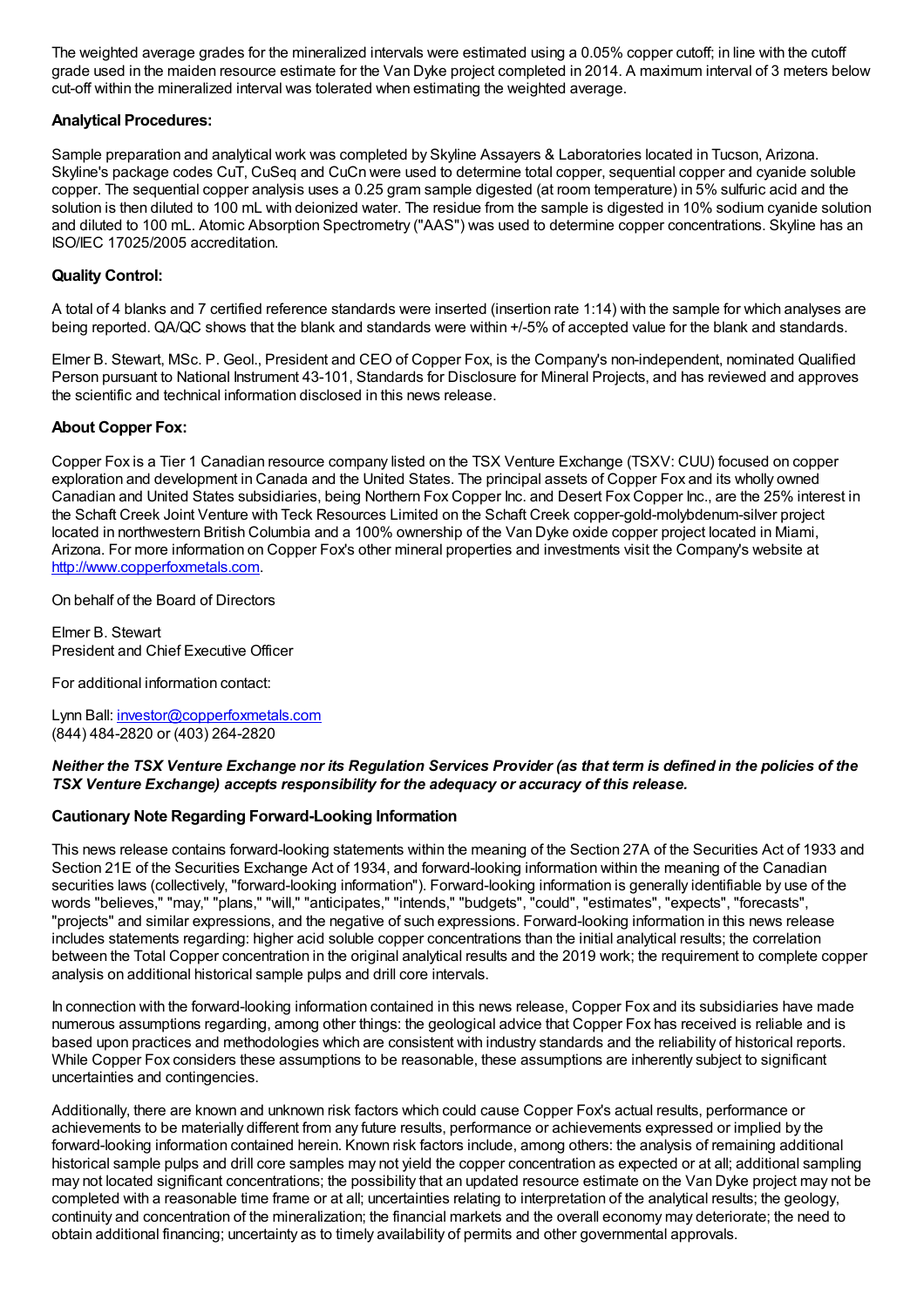The weighted average grades for the mineralized intervals were estimated using a 0.05% copper cutoff; in line with the cutoff grade used in the maiden resource estimate for the Van Dyke project completed in 2014. A maximum interval of 3 meters below cut-off within the mineralized interval was tolerated when estimating the weighted average.

### Analytical Procedures:

Sample preparation and analytical work was completed by Skyline Assayers & Laboratories located in Tucson, Arizona. Skyline's package codes CuT, CuSeq and CuCn were used to determine total copper, sequential copper and cyanide soluble copper. The sequential copper analysis uses a 0.25 gram sample digested (at room temperature) in 5% sulfuric acid and the solution is then diluted to 100 mL with deionized water. The residue from the sample is digested in 10% sodium cyanide solution and diluted to 100 mL. Atomic Absorption Spectrometry ("AAS") was used to determine copper concentrations. Skyline has an ISO/IEC 17025/2005 accreditation.

### Quality Control:

A total of 4 blanks and 7 certified reference standards were inserted (insertion rate 1:14) with the sample for which analyses are being reported. QA/QC shows that the blank and standards were within +/-5% of accepted value for the blank and standards.

Elmer B. Stewart, MSc. P. Geol., President and CEO of Copper Fox, is the Company's non-independent, nominated Qualified Person pursuant to National Instrument 43-101, Standards for Disclosure for Mineral Projects, and has reviewed and approves the scientific and technical information disclosed in this news release.

### About Copper Fox:

Copper Fox is a Tier 1 Canadian resource company listed on the TSX Venture Exchange (TSXV: CUU) focused on copper exploration and development in Canada and the United States. The principal assets of Copper Fox and its wholly owned Canadian and United States subsidiaries, being Northern Fox Copper Inc. and Desert Fox Copper Inc., are the 25% interest in the Schaft Creek Joint Venture with Teck Resources Limited on the Schaft Creek copper-gold-molybdenum-silver project located in northwestern British Columbia and a 100% ownership of the Van Dyke oxide copper project located in Miami, Arizona. For more information on Copper Fox's other mineral properties and investments visit the Company's website at http://www.copperfoxmetals.com.

On behalf of the Board of Directors

Elmer B. Stewart
President and Chief Executive Officer

For additional information contact:

Lynn Ball: investor@copperfoxmetals.com
(844) 484-2820 or (403) 264-2820

***Neither the TSX Venture Exchange nor its Regulation Services Provider (as that term is defined in the policies of the TSX Venture Exchange) accepts responsibility for the adequacy or accuracy of this release.***

### Cautionary Note Regarding Forward-Looking Information

This news release contains forward-looking statements within the meaning of the Section 27A of the Securities Act of 1933 and Section 21E of the Securities Exchange Act of 1934, and forward-looking information within the meaning of the Canadian securities laws (collectively, "forward-looking information"). Forward-looking information is generally identifiable by use of the words "believes," "may," "plans," "will," "anticipates," "intends," "budgets", "could", "estimates", "expects", "forecasts", "projects" and similar expressions, and the negative of such expressions. Forward-looking information in this news release includes statements regarding: higher acid soluble copper concentrations than the initial analytical results; the correlation between the Total Copper concentration in the original analytical results and the 2019 work; the requirement to complete copper analysis on additional historical sample pulps and drill core intervals.

In connection with the forward-looking information contained in this news release, Copper Fox and its subsidiaries have made numerous assumptions regarding, among other things: the geological advice that Copper Fox has received is reliable and is based upon practices and methodologies which are consistent with industry standards and the reliability of historical reports. While Copper Fox considers these assumptions to be reasonable, these assumptions are inherently subject to significant uncertainties and contingencies.

Additionally, there are known and unknown risk factors which could cause Copper Fox's actual results, performance or achievements to be materially different from any future results, performance or achievements expressed or implied by the forward-looking information contained herein. Known risk factors include, among others: the analysis of remaining additional historical sample pulps and drill core samples may not yield the copper concentration as expected or at all; additional sampling may not located significant concentrations; the possibility that an updated resource estimate on the Van Dyke project may not be completed with a reasonable time frame or at all; uncertainties relating to interpretation of the analytical results; the geology, continuity and concentration of the mineralization; the financial markets and the overall economy may deteriorate; the need to obtain additional financing; uncertainty as to timely availability of permits and other governmental approvals.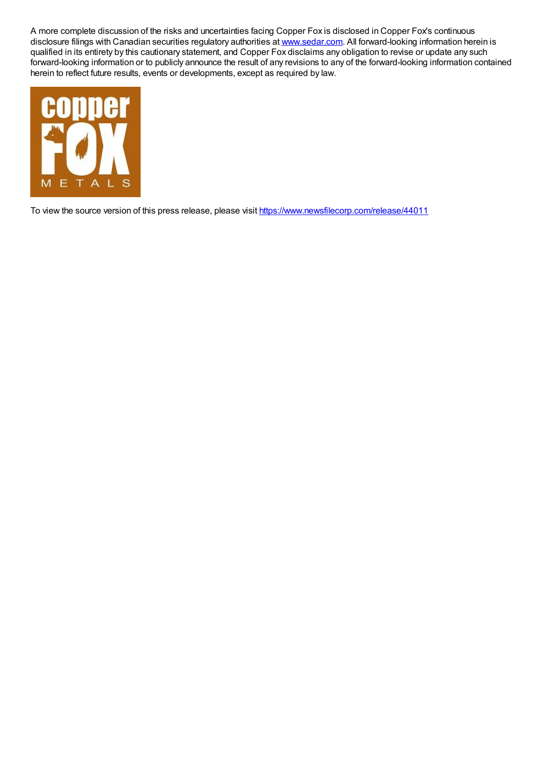A more complete discussion of the risks and uncertainties facing Copper Fox is disclosed in Copper Fox's continuous disclosure filings with Canadian securities regulatory authorities at www.sedar.com. All forward-looking information herein is qualified in its entirety by this cautionary statement, and Copper Fox disclaims any obligation to revise or update any such forward-looking information or to publicly announce the result of any revisions to any of the forward-looking information contained herein to reflect future results, events or developments, except as required by law.

To view the source version of this press release, please visit https://www.newsfilecorp.com/release/44011